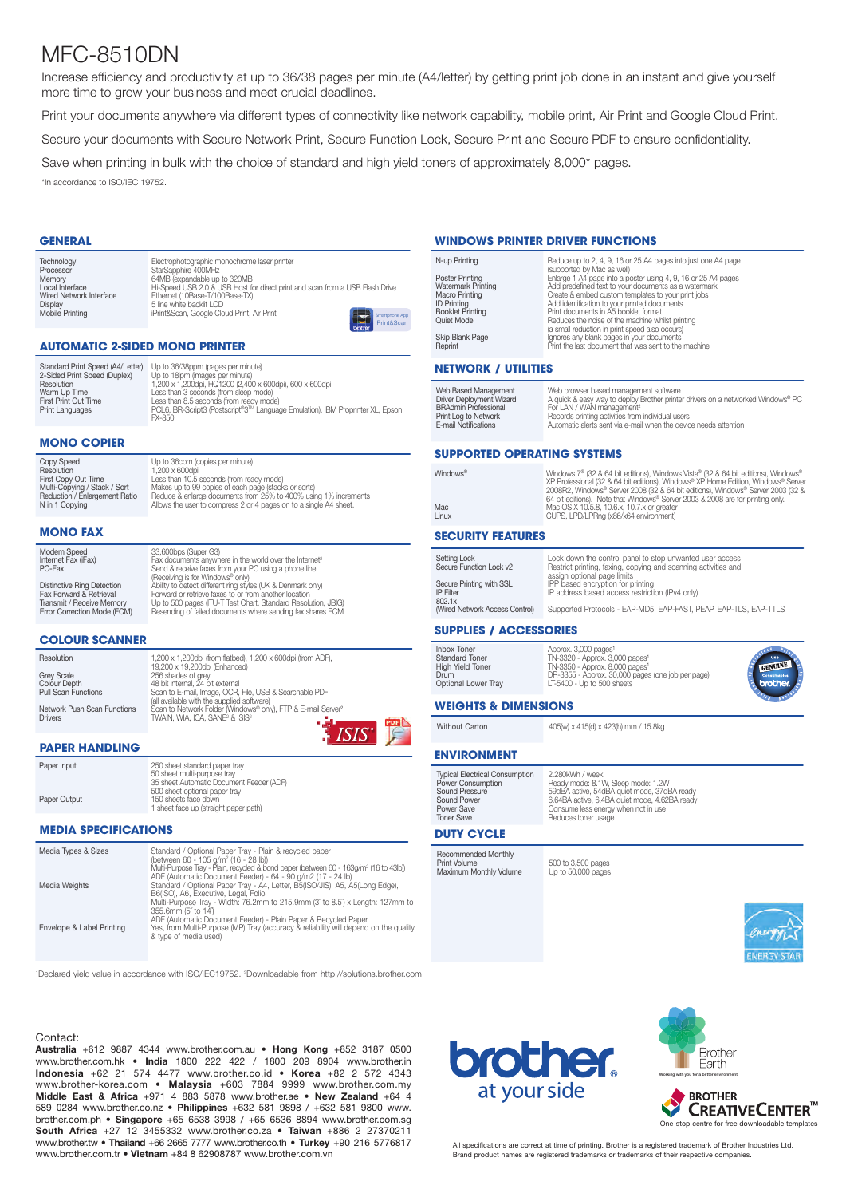# MFC-8510DN

Increase efficiency and productivity at up to 36/38 pages per minute (A4/letter) by getting print job done in an instant and give yourself more time to grow your business and meet crucial deadlines.

Print your documents anywhere via different types of connectivity like network capability, mobile print, Air Print and Google Cloud Print.

Secure your documents with Secure Network Print, Secure Function Lock, Secure Print and Secure PDF to ensure confidentiality.

Save when printing in bulk with the choice of standard and high yield toners of approximately 8,000* pages.

*In accordance to ISO/IEC 19752.

## GENERAL

| | |
|---|---|
| Technology | Electrophotographic monochrome laser printer |
| Processor | StarSapphire 400MHz |
| Memory | 64MB (expandable up to 320MB |
| Local Interface | Hi-Speed USB 2.0 & USB Host for direct print and scan from a USB Flash Drive |
| Wired Network Interface | Ethernet (10Base-T/100Base-TX) |
| Display | 5 line white backlit LCD |
| Mobile Printing | iPrint&Scan, Google Cloud Print, Air Print |

Smartphone App iPrint&Scan

## AUTOMATIC 2-SIDED MONO PRINTER

| | |
|---|---|
| Standard Print Speed (A4/Letter) | Up to 36/38ppm (pages per minute) |
| 2-Sided Print Speed (Duplex) | Up to 18ipm (images per minute) |
| Resolution | 1,200 x 1,200dpi, HQ1200 (2,400 x 600dpi), 600 x 600dpi |
| Warm Up Time | Less than 3 seconds (from sleep mode) |
| First Print Out Time | Less than 8.5 seconds (from ready mode) |
| Print Languages | PCL6, BR-Script3 (Postscript®3™ Language Emulation), IBM Proprinter XL, Epson FX-850 |

## MONO COPIER

| | |
|---|---|
| Copy Speed | Up to 36cpm (copies per minute) |
| Resolution | 1,200 x 600dpi |
| First Copy Out Time | Less than 10.5 seconds (from ready mode) |
| Multi-Copying / Stack / Sort | Makes up to 99 copies of each page (stacks or sorts) |
| Reduction / Enlargement Ratio | Reduce & enlarge documents from 25% to 400% using 1% increments |
| N in 1 Copying | Allows the user to compress 2 or 4 pages on to a single A4 sheet. |

## MONO FAX

| | |
|---|---|
| Modem Speed | 33,600bps (Super G3) |
| Internet Fax (IFax) | Fax documents anywhere in the world over the Internet[2] |
| PC-Fax | Send & receive faxes from your PC using a phone line (Receiving is for Windows® only) |
| Distinctive Ring Detection | Ability to detect different ring styles (UK & Denmark only) |
| Fax Forward & Retrieval | Forward or retrieve faxes to or from another location |
| Transmit / Receive Memory | Up to 500 pages (ITU-T Test Chart, Standard Resolution, JBIG) |
| Error Correction Mode (ECM) | Resending of failed documents where sending fax shares ECM |

## COLOUR SCANNER

| | |
|---|---|
| Resolution | 1,200 x 1,200dpi (from flatbed), 1,200 x 600dpi (from ADF), 19,200 x 19,200dpi (Enhanced) |
| Grey Scale | 256 shades of grey |
| Colour Depth | 48 bit internal, 24 bit external |
| Pull Scan Functions | Scan to E-mail, Image, OCR, File, USB & Searchable PDF (all available with the supplied software) |
| Network Push Scan Functions | Scan to Network Folder (Windows® only), FTP & E-mail Server[2] |
| Drivers | TWAIN, WIA, ICA, SANE[2] & ISIS[2] |

## PAPER HANDLING

| | |
|---|---|
| Paper Input | 250 sheet standard paper tray<br>50 sheet multi-purpose tray<br>35 sheet Automatic Document Feeder (ADF)<br>500 sheet optional paper tray |
| Paper Output | 150 sheets face down<br>1 sheet face up (straight paper path) |

## MEDIA SPECIFICATIONS

| | |
|---|---|
| Media Types & Sizes | Standard / Optional Paper Tray - Plain & recycled paper (between 60 - 105 g/m² (16 - 28 lb))<br>Multi-Purpose Tray - Plain, recycled & bond paper (between 60 - 163g/m² (16 to 43lb))<br>ADF (Automatic Document Feeder) - 64 - 90 g/m2 (17 - 24 lb) |
| Media Weights | Standard / Optional Paper Tray - A4, Letter, B5(ISO/JIS), A5, A5(Long Edge), B6(ISO), A6, Executive, Legal, Folio<br>Multi-Purpose Tray - Width: 76.2mm to 215.9mm (3" to 8.5") x Length: 127mm to 355.6mm (5" to 14")<br>ADF (Automatic Document Feeder) - Plain Paper & Recycled Paper |
| Envelope & Label Printing | Yes, from Multi-Purpose (MP) Tray (accuracy & reliability will depend on the quality & type of media used) |

[1]Declared yield value in accordance with ISO/IEC19752. [2]Downloadable from http://solutions.brother.com

## WINDOWS PRINTER DRIVER FUNCTIONS

| | |
|---|---|
| N-up Printing | Reduce up to 2, 4, 9, 16 or 25 A4 pages into just one A4 page (supported by Mac as well) |
| Poster Printing | Enlarge 1 A4 page into a poster using 4, 9, 16 or 25 A4 pages |
| Watermark Printing | Add predefined text to your documents as a watermark |
| Macro Printing | Create & embed custom templates to your print jobs |
| ID Printing | Add identification to your printed documents |
| Booklet Printing | Print documents in A5 booklet format |
| Quiet Mode | Reduces the noise of the machine whilst printing (a small reduction in print speed also occurs) |
| Skip Blank Page | Ignores any blank pages in your documents |
| Reprint | Print the last document that was sent to the machine |

## NETWORK / UTILITIES

| | |
|---|---|
| Web Based Management | Web browser based management software |
| Driver Deployment Wizard | A quick & easy way to deploy Brother printer drivers on a networked Windows® PC |
| BRAdmin Professional | For LAN / WAN management[2] |
| Print Log to Network | Records printing activities from individual users |
| E-mail Notifications | Automatic alerts sent via e-mail when the device needs attention |

## SUPPORTED OPERATING SYSTEMS

| | |
|---|---|
| Windows® | Windows 7® (32 & 64 bit editions), Windows Vista® (32 & 64 bit editions), Windows® XP Professional (32 & 64 bit editions), Windows® XP Home Edition, Windows® Server 2008R2, Windows® Server 2008 (32 & 64 bit editions), Windows® Server 2003 (32 & 64 bit editions). Note that Windows® Server 2003 & 2008 are for printing only. |
| Mac | Mac OS X 10.5.8, 10.6.x, 10.7.x or greater |
| Linux | CUPS, LPD/LPRng (x86/x64 environment) |

## SECURITY FEATURES

| | |
|---|---|
| Setting Lock | Lock down the control panel to stop unwanted user access |
| Secure Function Lock v2 | Restrict printing, faxing, copying and scanning activities and assign optional page limits |
| Secure Printing with SSL | IPP based encryption for printing |
| IP Filter | IP address based access restriction (IPv4 only) |
| 802.1x (Wired Network Access Control) | Supported Protocols - EAP-MD5, EAP-FAST, PEAP, EAP-TLS, EAP-TTLS |

## SUPPLIES / ACCESSORIES

| | |
|---|---|
| Inbox Toner | Approx. 3,000 pages[1] |
| Standard Toner | TN-3320 - Approx. 3,000 pages[1] |
| High Yield Toner | TN-3350 - Approx. 8,000 pages[1] |
| Drum | DR-3355 - Approx. 30,000 pages (one job per page) |
| Optional Lower Tray | LT-5400 - Up to 500 sheets |

## WEIGHTS & DIMENSIONS

| | |
|---|---|
| Without Carton | 405(w) x 415(d) x 423(h) mm / 15.8kg |

## ENVIRONMENT

| | |
|---|---|
| Typical Electrical Consumption | 2.280kWh / week |
| Power Consumption | Ready mode: 8.1W, Sleep mode: 1.2W |
| Sound Pressure | 59dBA active, 54dBA quiet mode, 37dBA ready |
| Sound Power | 6.64BA active, 6.4BA quiet mode, 4.62BA ready |
| Power Save | Consume less energy when not in use |
| Toner Save | Reduces toner usage |

## DUTY CYCLE

| | |
|---|---|
| Recommended Monthly Print Volume | 500 to 3,500 pages |
| Maximum Monthly Volume | Up to 50,000 pages |

Contact:
**Australia** +612 9887 4344 www.brother.com.au • **Hong Kong** +852 3187 0500 www.brother.com.hk • **India** 1800 222 422 / 1800 209 8904 www.brother.in **Indonesia** +62 21 574 4477 www.brother.co.id • **Korea** +82 2 572 4343 www.brother-korea.com • **Malaysia** +603 7884 9999 www.brother.com.my **Middle East & Africa** +971 4 883 5878 www.brother.ae • **New Zealand** +64 4 589 0284 www.brother.co.nz • **Philippines** +632 581 9898 / +632 581 9800 www.brother.com.ph • **Singapore** +65 6538 3998 / +65 6536 8894 www.brother.com.sg **South Africa** +27 12 3455332 www.brother.co.za • **Taiwan** +886 2 27370211 www.brother.tw • **Thailand** +66 2665 7777 www.brother.co.th • **Turkey** +90 216 5776817 www.brother.com.tr • **Vietnam** +84 8 62908787 www.brother.com.vn

brother at your side

Brother Earth — Working with you for a better environment

BROTHER CREATIVECENTER™ — One-stop centre for free downloadable templates

All specifications are correct at time of printing. Brother is a registered trademark of Brother Industries Ltd. Brand product names are registered trademarks or trademarks of their respective companies.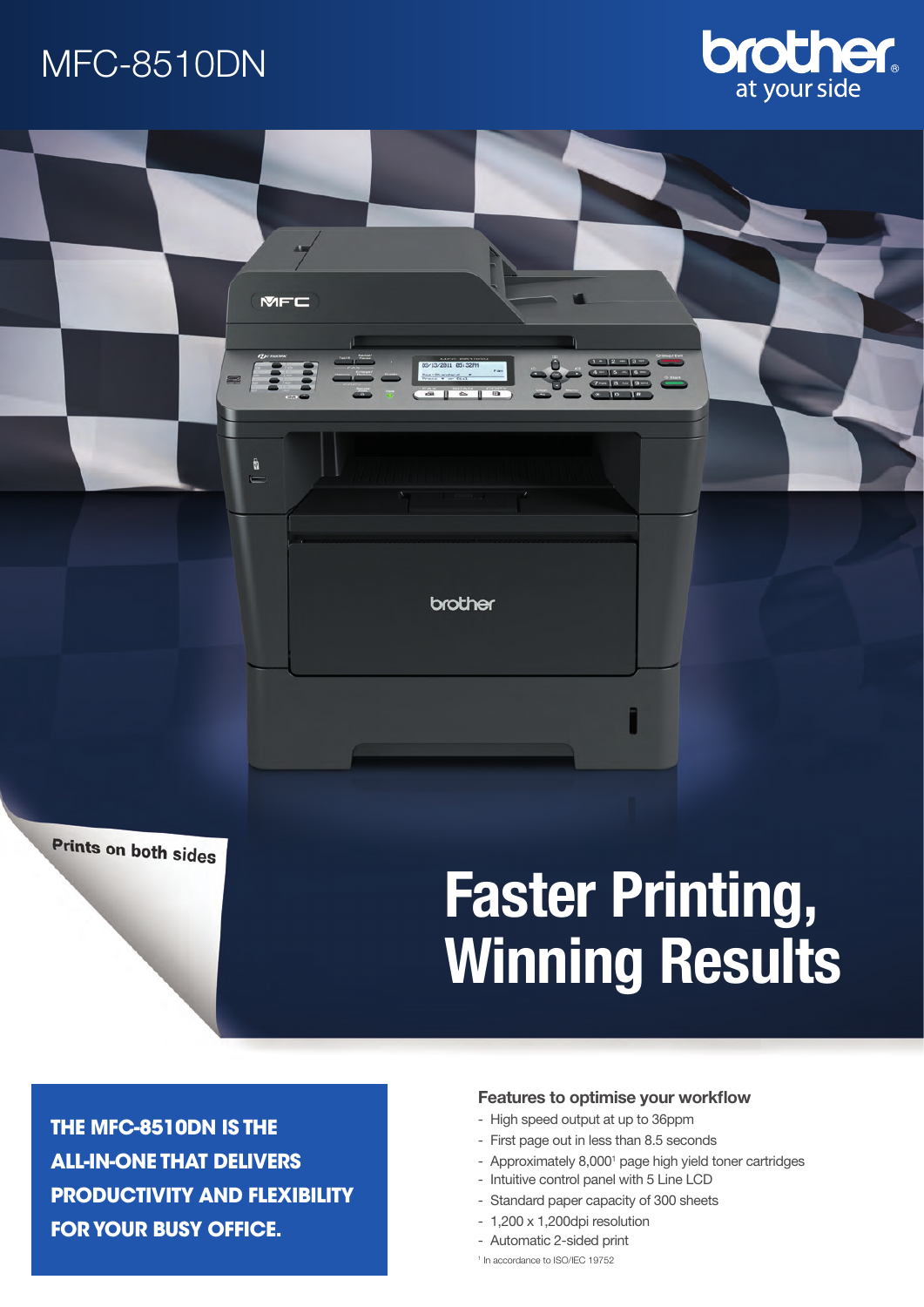# MFC-8510DN

brother
at your side

Prints on both sides

## Faster Printing, Winning Results

**THE MFC-8510DN IS THE ALL-IN-ONE THAT DELIVERS PRODUCTIVITY AND FLEXIBILITY FOR YOUR BUSY OFFICE.**

### Features to optimise your workflow

- High speed output at up to 36ppm
- First page out in less than 8.5 seconds
- Approximately 8,000[1] page high yield toner cartridges
- Intuitive control panel with 5 Line LCD
- Standard paper capacity of 300 sheets
- 1,200 x 1,200dpi resolution
- Automatic 2-sided print

[1] In accordance to ISO/IEC 19752